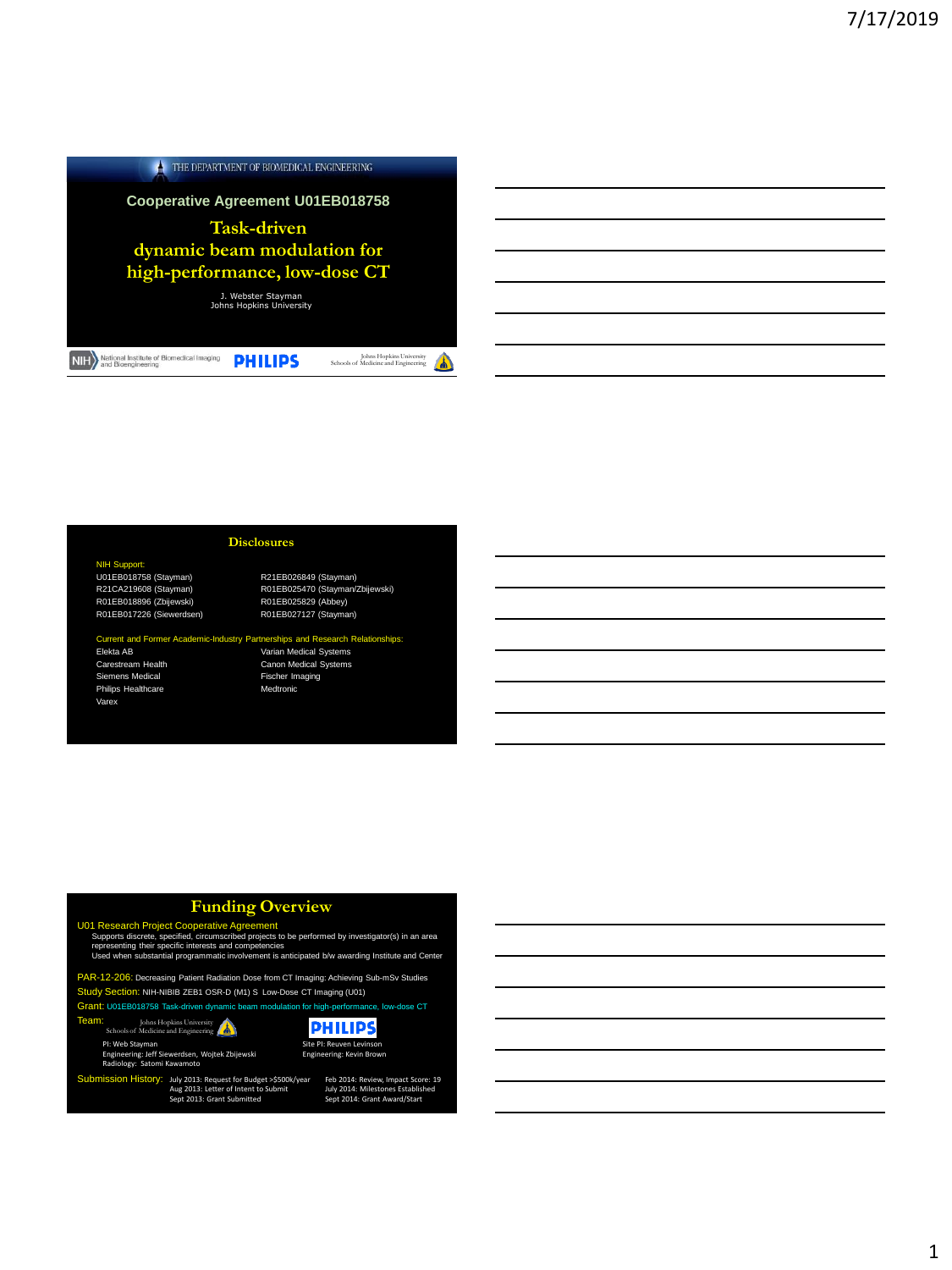THE DEPARTMENT OF BIOMEDICAL ENGINEERING

## Cooperative Agreement U01EB018758

# Task-driven dynamic beam modulation for high-performance, low-dose CT

J. Webster Stayman
Johns Hopkins University

National Institute of Biomedical Imaging and Bioengineering — PHILIPS — Johns Hopkins University Schools of Medicine and Engineering

---

## Disclosures

NIH Support:

- U01EB018758 (Stayman)
- R21CA219608 (Stayman)
- R01EB018896 (Zbijewski)
- R01EB017226 (Siewerdsen)
- R21EB026849 (Stayman)
- R01EB025470 (Stayman/Zbijewski)
- R01EB025829 (Abbey)
- R01EB027127 (Stayman)

Current and Former Academic-Industry Partnerships and Research Relationships:

- Elekta AB
- Carestream Health
- Siemens Medical
- Philips Healthcare
- Varex
- Varian Medical Systems
- Canon Medical Systems
- Fischer Imaging
- Medtronic

---

## Funding Overview

U01 Research Project Cooperative Agreement
Supports discrete, specified, circumscribed projects to be performed by investigator(s) in an area representing their specific interests and competencies
Used when substantial programmatic involvement is anticipated b/w awarding Institute and Center

PAR-12-206: Decreasing Patient Radiation Dose from CT Imaging: Achieving Sub-mSv Studies

Study Section: NIH-NIBIB ZEB1 OSR-D (M1) S Low-Dose CT Imaging (U01)

Grant: U01EB018758 Task-driven dynamic beam modulation for high-performance, low-dose CT

Team:

Johns Hopkins University Schools of Medicine and Engineering
PI: Web Stayman
Engineering: Jeff Siewerdsen, Wojtek Zbijewski
Radiology: Satomi Kawamoto

PHILIPS
Site PI: Reuven Levinson
Engineering: Kevin Brown

Submission History:

- July 2013: Request for Budget >$500k/year
- Aug 2013: Letter of Intent to Submit
- Sept 2013: Grant Submitted
- Feb 2014: Review, Impact Score: 19
- July 2014: Milestones Established
- Sept 2014: Grant Award/Start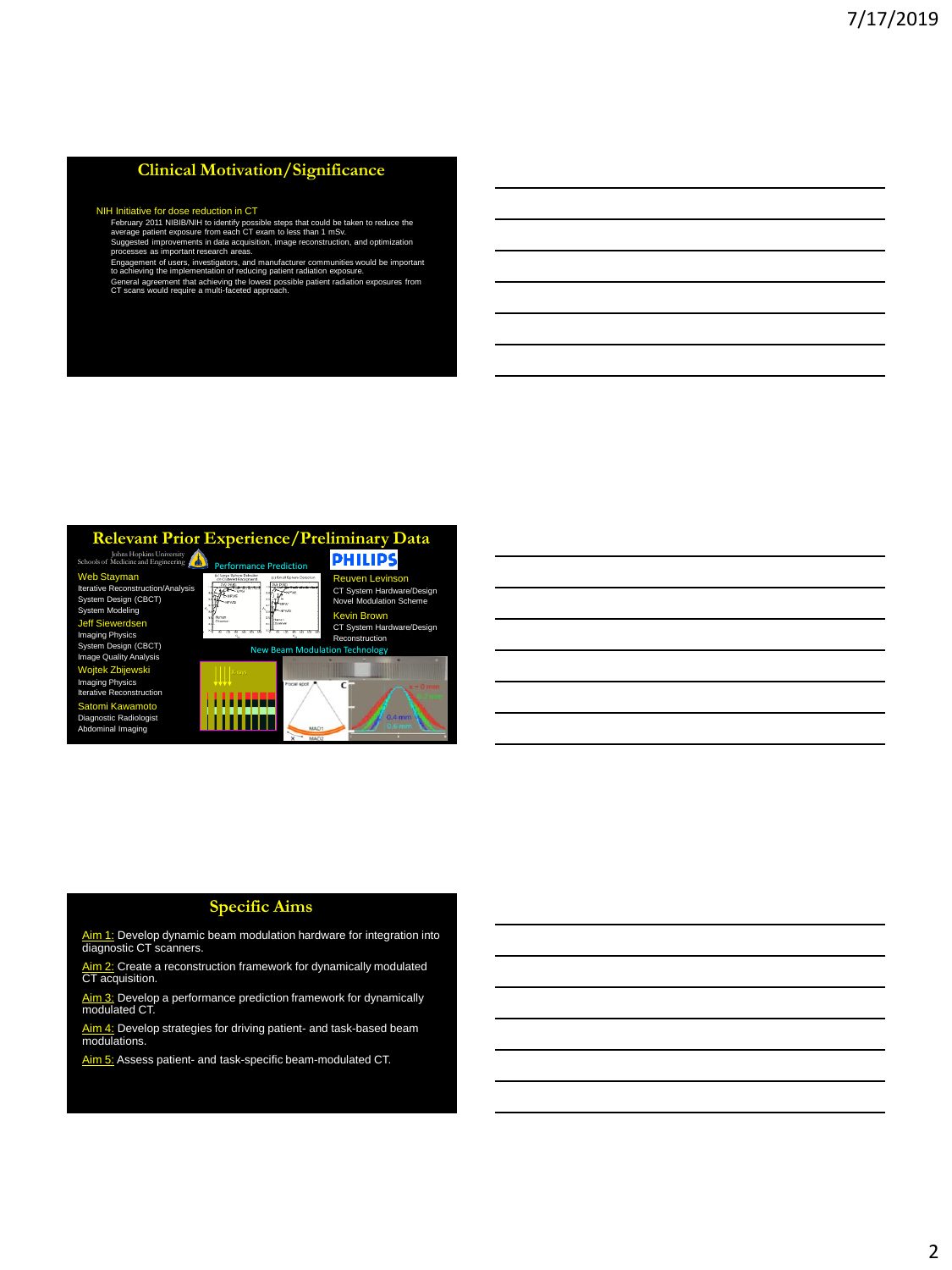## Clinical Motivation/Significance

NIH Initiative for dose reduction in CT

- February 2011 NIBIB/NIH to identify possible steps that could be taken to reduce the average patient exposure from each CT exam to less than 1 mSv.
- Suggested improvements in data acquisition, image reconstruction, and optimization processes as important research areas.
- Engagement of users, investigators, and manufacturer communities would be important to achieving the implementation of reducing patient radiation exposure.
- General agreement that achieving the lowest possible patient radiation exposures from CT scans would require a multi-faceted approach.

## Relevant Prior Experience/Preliminary Data

Johns Hopkins University Schools of Medicine and Engineering

**Web Stayman**
Iterative Reconstruction/Analysis
System Design (CBCT)
System Modeling

**Jeff Siewerdsen**
Imaging Physics
System Design (CBCT)
Image Quality Analysis

**Wojtek Zbijewski**
Imaging Physics
Iterative Reconstruction

**Satomi Kawamoto**
Diagnostic Radiologist
Abdominal Imaging

Performance Prediction

PHILIPS

**Reuven Levinson**
CT System Hardware/Design
Novel Modulation Scheme

**Kevin Brown**
CT System Hardware/Design
Reconstruction

New Beam Modulation Technology

## Specific Aims

Aim 1: Develop dynamic beam modulation hardware for integration into diagnostic CT scanners.

Aim 2: Create a reconstruction framework for dynamically modulated CT acquisition.

Aim 3: Develop a performance prediction framework for dynamically modulated CT.

Aim 4: Develop strategies for driving patient- and task-based beam modulations.

Aim 5: Assess patient- and task-specific beam-modulated CT.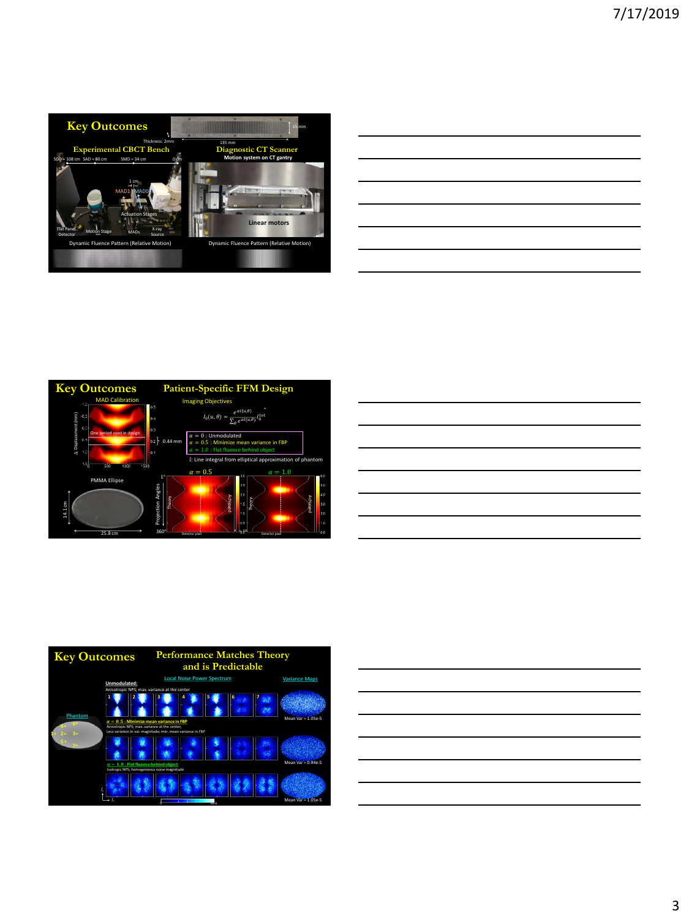## Key Outcomes

Thickness: 2mm

15 mm

135 mm

### Experimental CBCT Bench

SDD = 108 cm SAD = 80 cm SMD = 34 cm 0 cm

1 cm

MAD1 MAD0

Actuation Stages

Flat Panel Detector

Motion Stage

MADs

X-ray Source

Dynamic Fluence Pattern (Relative Motion)

### Diagnostic CT Scanner

Motion system on CT gantry

Linear motors

Dynamic Fluence Pattern (Relative Motion)

## Key Outcomes

### Patient-Specific FFM Design

MAD Calibration

Δ Displacement (mm)

One period used in design

0.44 mm

PMMA Ellipse

14.1 cm

25.8 cm

Imaging Objectives

$$I_0(u,\theta) = \frac{e^{\alpha l(u,\theta)}}{\sum_\theta e^{\alpha l(u,\theta)}} I_0^{tot}$$

$\alpha = 0$ : Unmodulated

$\alpha = 0.5$ : Minimize mean variance in FBP

$\alpha = 1.0$ : Flat fluence behind object

$l$: Line integral from elliptical approximation of phantom

$\alpha = 0.5$ $\alpha = 1.0$

Projection Angles

1°

360°

Theory

Achieved

Detector pixel

## Key Outcomes

### Performance Matches Theory and is Predictable

Local Noise Power Spectrum

Variance Maps

Phantom

**Unmodulated:**

Anisotropic NPS; max. variance at the center

Mean Var = 1.05e-5

$\alpha = 0.5$ : Minimize mean variance in FBP

Anisotropic NPS; max. variance at the center;

Less variation in var. magnitude; min. mean variance in FBP

Mean Var = 0.94e-5

$\alpha = 1.0$ : Flat fluence behind object

Isotropic NPS; homogeneous noise magnitude

Mean Var = 1.05e-5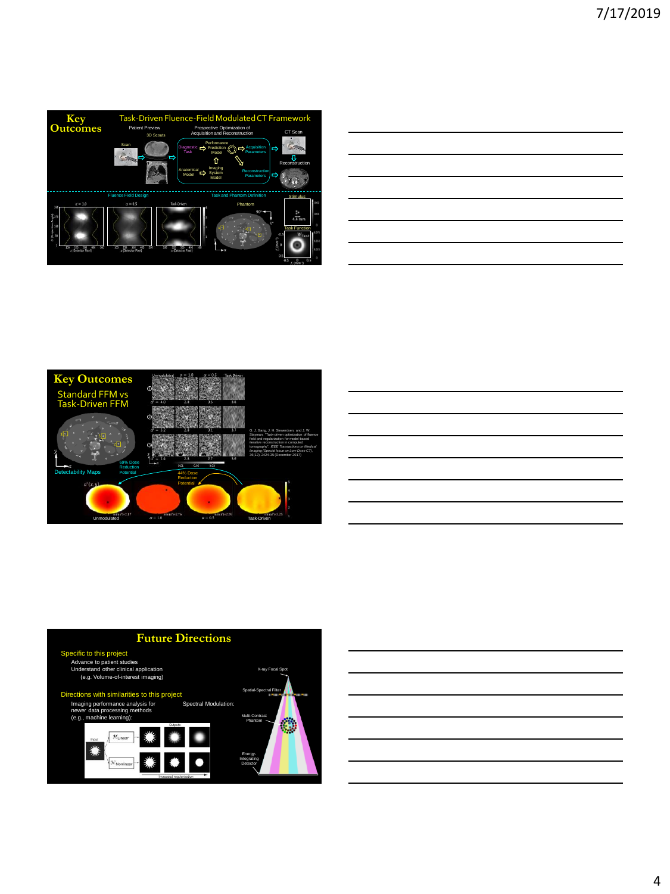## Key Outcomes

### Task-Driven Fluence-Field Modulated CT Framework

Patient Preview

3D Scouts

Scan

Prospective Optimization of Acquisition and Reconstruction

Diagnostic Task

Performance Prediction Model

Acquisition Parameters

Anatomical Model

Imaging System Model

Reconstruction Parameters

CT Scan

Reconstruction

Fluence Field Design

$\alpha = 1.0$ $\alpha = 0.5$ Task-Driven

Task and Phantom Definition

Phantom

Stimulus

4.4 mm

Task Function

## Key Outcomes

### Standard FFM vs Task-Driven FFM

Unmodulated $\alpha = 1.0$ $\alpha = 0.5$ Task-Driven

① $d' = 4.0$ 2.8 3.5 3.8

② $d' = 3.2$ 2.8 3.1 3.7

③ $d' = 2.4$ 2.8 2.7 3.6

69% Dose Reduction Potential

44% Dose Reduction Potential

Detectability Maps

$d'(x,y)$

Unmodulated $\alpha = 1.0$ $\alpha = 0.5$ Task-Driven

G. J. Gang, J. H. Siewerdsen, and J. W. Stayman, "Task-driven optimization of fluence field and regularization for model-based iterative reconstruction in computed tomography", *IEEE Transactions on Medical Imaging (Special Issue on Low-Dose CT)*, 36(12), 2424-35 (December 2017).

## Future Directions

Specific to this project

- Advance to patient studies
- Understand other clinical application
  - (e.g. Volume-of-interest imaging)

Directions with similarities to this project

- Imaging performance analysis for newer data processing methods (e.g., machine learning):

Input $\mathcal{H}_{Linear}$ $\mathcal{H}_{Nonlinear}$ Outputs Increased regularization

Spectral Modulation:

X-ray Focal Spot

Spatial-Spectral Filter

Multi-Contrast Phantom

Energy-Integrating Detector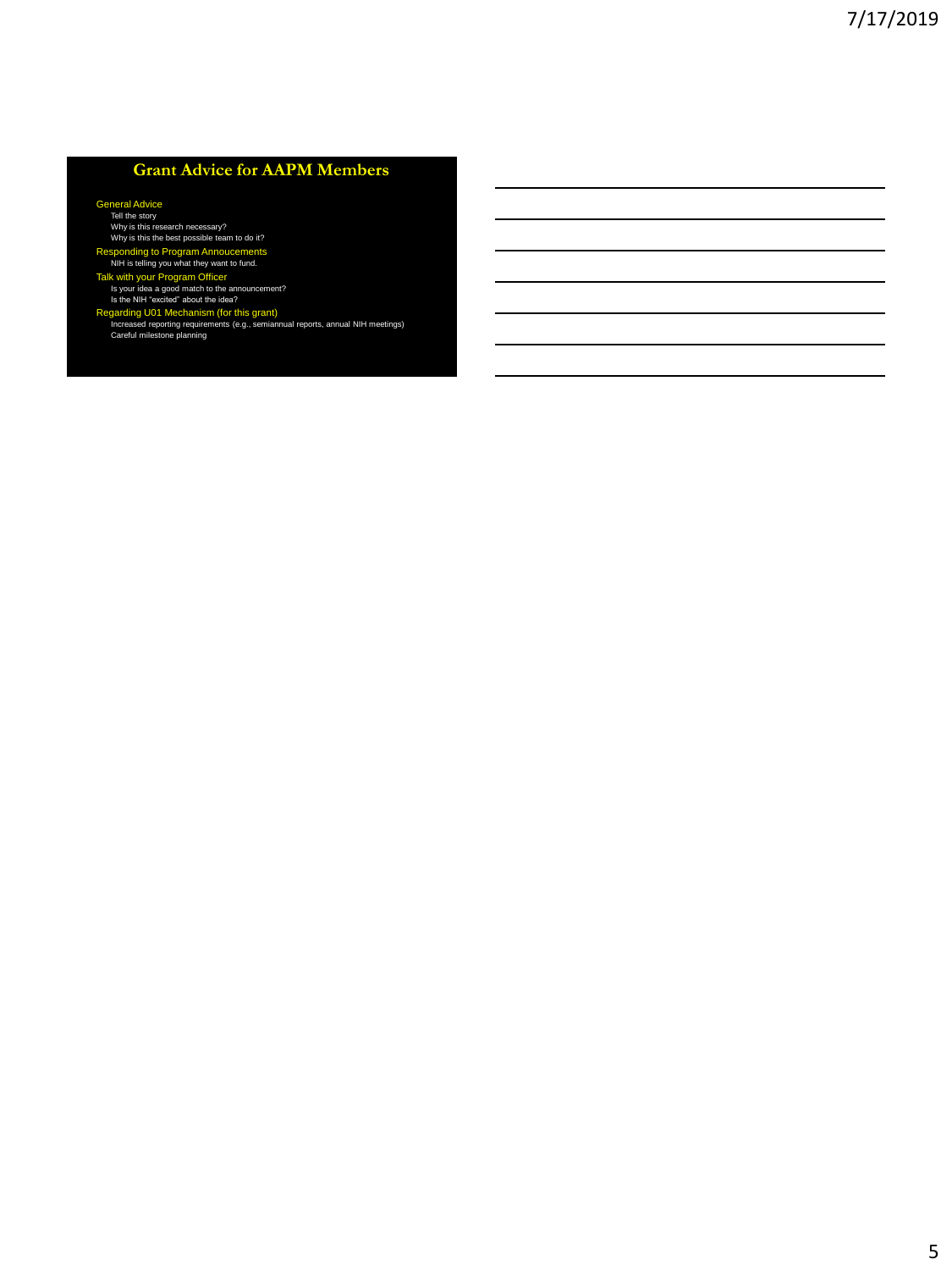## Grant Advice for AAPM Members

- General Advice
  - Tell the story
  - Why is this research necessary?
  - Why is this the best possible team to do it?
- Responding to Program Annoucements
  - NIH is telling you what they want to fund.
- Talk with your Program Officer
  - Is your idea a good match to the announcement?
  - Is the NIH "excited" about the idea?
- Regarding U01 Mechanism (for this grant)
  - Increased reporting requirements (e.g., semiannual reports, annual NIH meetings)
  - Careful milestone planning